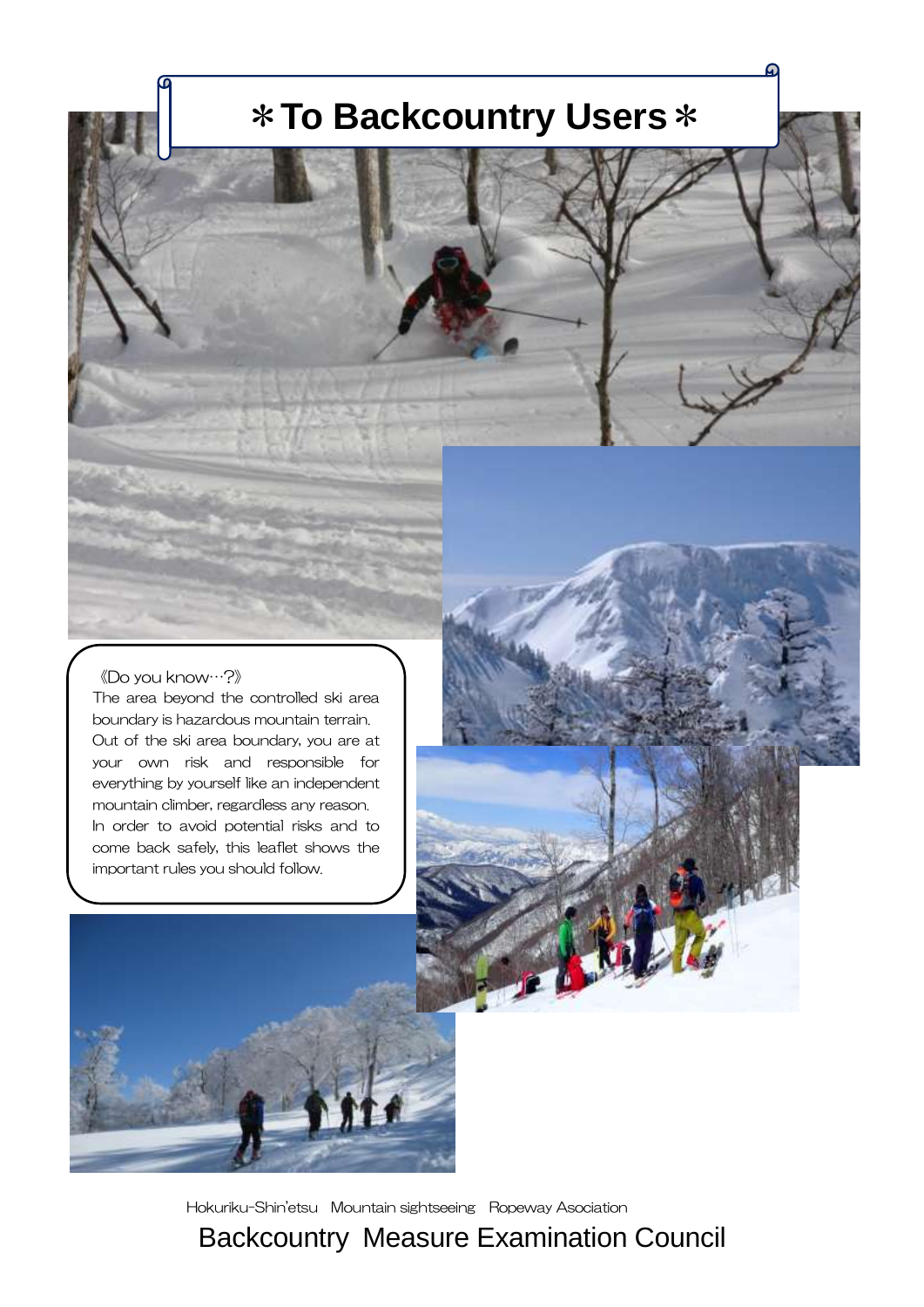# ＊To Backcountry Users＊

《Do you know…?》

The area beyond the controlled ski area boundary is hazardous mountain terrain. Out of the ski area boundary, you are at your own risk and responsible for everything by yourself like an independent mountain climber, regardless any reason. In order to avoid potential risks and to come back safely, this leaflet shows the important rules you should follow.

Hokuriku-Shin'etsu Mountain sightseeing Ropeway Asociation

Backcountry Measure Examination Council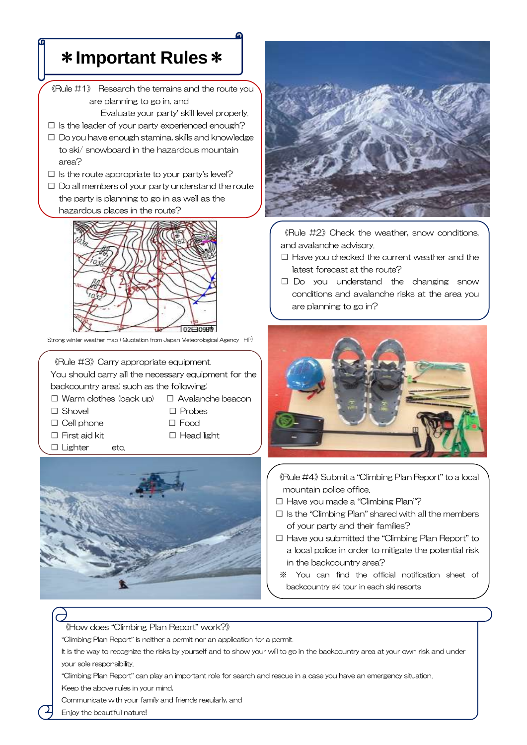# ＊Important Rules＊

《Rule #1》 Research the terrains and the route you are planning to go in, and Evaluate your party' skill level properly.

- ☐ Is the leader of your party experienced enough?
- ☐ Do you have enough stamina, skills and knowledge to ski/ snowboard in the hazardous mountain area?
- ☐ Is the route appropriate to your party's level?
- ☐ Do all members of your party understand the route the party is planning to go in as well as the hazardous places in the route?

Strong winter weather map (Quotation from Japan Meteorological Agency HP)

《Rule #2》 Check the weather, snow conditions, and avalanche advisory.

- ☐ Have you checked the current weather and the latest forecast at the route?
- ☐ Do you understand the changing snow conditions and avalanche risks at the area you are planning to go in?

《Rule #3》 Carry appropriate equipment.

You should carry all the necessary equipment for the backcountry area; such as the following:

- ☐ Warm clothes (back up)
- ☐ Shovel
- ☐ Cell phone
- ☐ First aid kit
- ☐ Lighter
- ☐ Avalanche beacon
- ☐ Probes
- ☐ Food
- ☐ Head light

etc.

《Rule #4》 Submit a "Climbing Plan Report" to a local mountain police office.

- ☐ Have you made a "Climbing Plan"?
- ☐ Is the "Climbing Plan" shared with all the members of your party and their families?
- ☐ Have you submitted the "Climbing Plan Report" to a local police in order to mitigate the potential risk in the backcountry area?

※ You can find the official notification sheet of backcountry ski tour in each ski resorts

《How does "Climbing Plan Report" work?》

"Climbing Plan Report" is neither a permit nor an application for a permit.

It is the way to recognize the risks by yourself and to show your will to go in the backcountry area at your own risk and under your sole responsibility.

"Climbing Plan Report" can play an important role for search and rescue in a case you have an emergency situation.

Keep the above rules in your mind,

Communicate with your family and friends regularly, and

Enjoy the beautiful nature!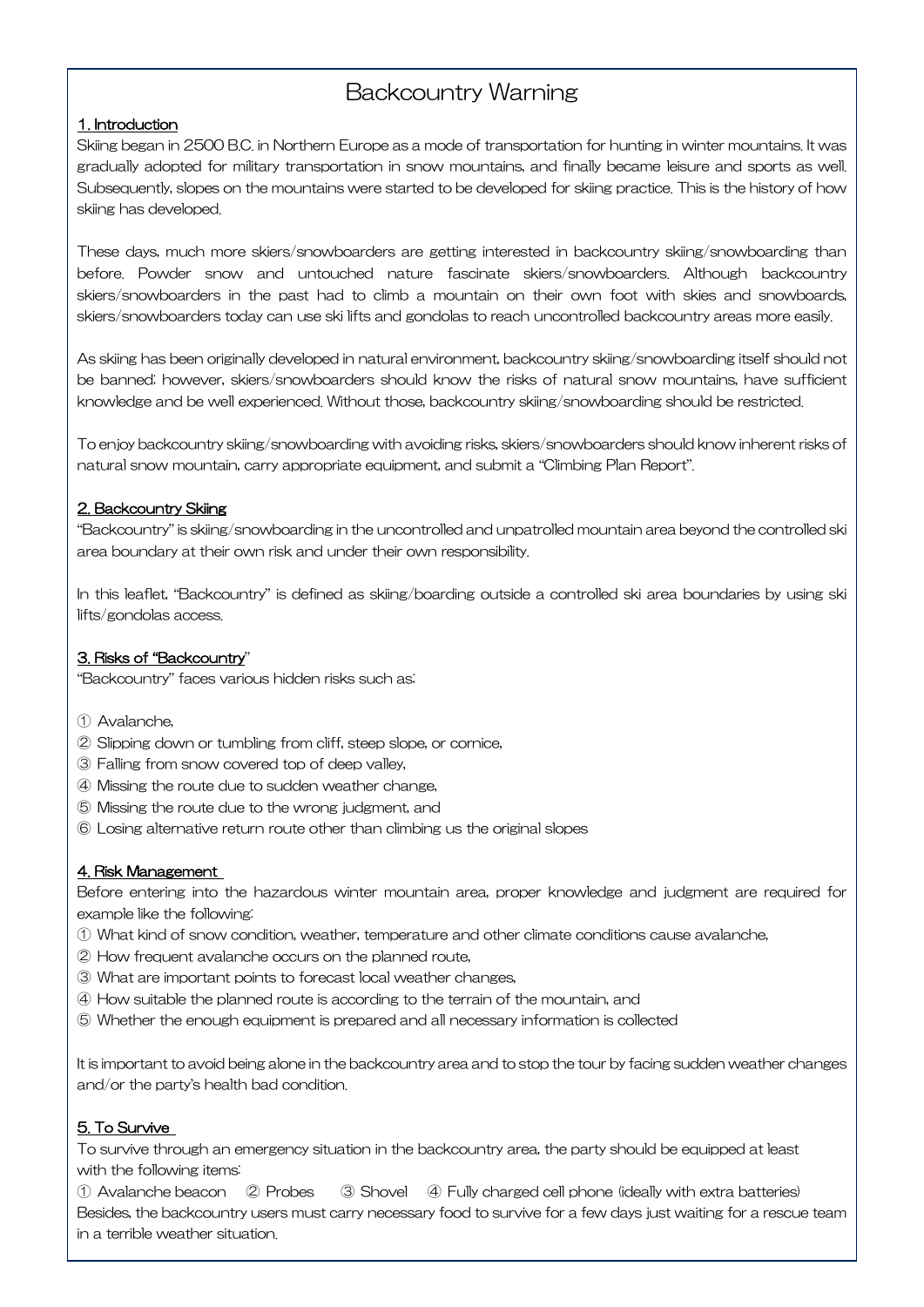# Backcountry Warning

## 1. Introduction

Skiing began in 2500 B.C. in Northern Europe as a mode of transportation for hunting in winter mountains. It was gradually adopted for military transportation in snow mountains, and finally became leisure and sports as well. Subsequently, slopes on the mountains were started to be developed for skiing practice. This is the history of how skiing has developed.

These days, much more skiers/snowboarders are getting interested in backcountry skiing/snowboarding than before. Powder snow and untouched nature fascinate skiers/snowboarders. Although backcountry skiers/snowboarders in the past had to climb a mountain on their own foot with skies and snowboards, skiers/snowboarders today can use ski lifts and gondolas to reach uncontrolled backcountry areas more easily.

As skiing has been originally developed in natural environment, backcountry skiing/snowboarding itself should not be banned; however, skiers/snowboarders should know the risks of natural snow mountains, have sufficient knowledge and be well experienced. Without those, backcountry skiing/snowboarding should be restricted.

To enjoy backcountry skiing/snowboarding with avoiding risks, skiers/snowboarders should know inherent risks of natural snow mountain, carry appropriate equipment, and submit a "Climbing Plan Report".

## 2. Backcountry Skiing

"Backcountry" is skiing/snowboarding in the uncontrolled and unpatrolled mountain area beyond the controlled ski area boundary at their own risk and under their own responsibility.

In this leaflet, "Backcountry" is defined as skiing/boarding outside a controlled ski area boundaries by using ski lifts/gondolas access.

## 3. Risks of "Backcountry"

"Backcountry" faces various hidden risks such as;

① Avalanche,
② Slipping down or tumbling from cliff, steep slope, or cornice,
③ Falling from snow covered top of deep valley,
④ Missing the route due to sudden weather change,
⑤ Missing the route due to the wrong judgment, and
⑥ Losing alternative return route other than climbing us the original slopes

## 4. Risk Management

Before entering into the hazardous winter mountain area, proper knowledge and judgment are required for example like the following:

① What kind of snow condition, weather, temperature and other climate conditions cause avalanche,
② How frequent avalanche occurs on the planned route,
③ What are important points to forecast local weather changes,
④ How suitable the planned route is according to the terrain of the mountain, and
⑤ Whether the enough equipment is prepared and all necessary information is collected

It is important to avoid being alone in the backcountry area and to stop the tour by facing sudden weather changes and/or the party's health bad condition.

## 5. To Survive

To survive through an emergency situation in the backcountry area, the party should be equipped at least with the following items:

① Avalanche beacon ② Probes ③ Shovel ④ Fully charged cell phone (ideally with extra batteries)

Besides, the backcountry users must carry necessary food to survive for a few days just waiting for a rescue team in a terrible weather situation.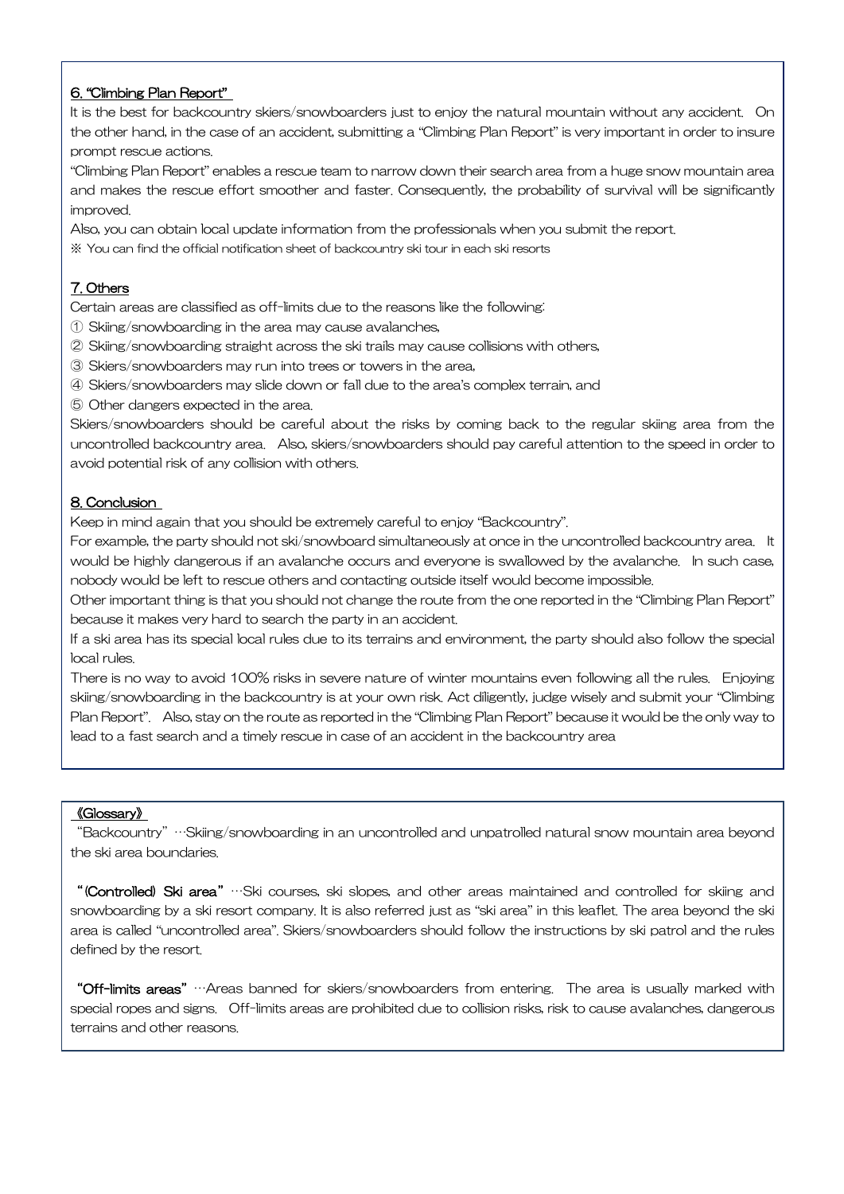## 6. "Climbing Plan Report"

It is the best for backcountry skiers/snowboarders just to enjoy the natural mountain without any accident. On the other hand, in the case of an accident, submitting a "Climbing Plan Report" is very important in order to insure prompt rescue actions.

"Climbing Plan Report" enables a rescue team to narrow down their search area from a huge snow mountain area and makes the rescue effort smoother and faster. Consequently, the probability of survival will be significantly improved.

Also, you can obtain local update information from the professionals when you submit the report.

※ You can find the official notification sheet of backcountry ski tour in each ski resorts

## 7. Others

Certain areas are classified as off-limits due to the reasons like the following:

① Skiing/snowboarding in the area may cause avalanches,

② Skiing/snowboarding straight across the ski trails may cause collisions with others,

③ Skiers/snowboarders may run into trees or towers in the area,

④ Skiers/snowboarders may slide down or fall due to the area's complex terrain, and

⑤ Other dangers expected in the area.

Skiers/snowboarders should be careful about the risks by coming back to the regular skiing area from the uncontrolled backcountry area. Also, skiers/snowboarders should pay careful attention to the speed in order to avoid potential risk of any collision with others.

## 8. Conclusion

Keep in mind again that you should be extremely careful to enjoy "Backcountry".

For example, the party should not ski/snowboard simultaneously at once in the uncontrolled backcountry area. It would be highly dangerous if an avalanche occurs and everyone is swallowed by the avalanche. In such case, nobody would be left to rescue others and contacting outside itself would become impossible.

Other important thing is that you should not change the route from the one reported in the "Climbing Plan Report" because it makes very hard to search the party in an accident.

If a ski area has its special local rules due to its terrains and environment, the party should also follow the special local rules.

There is no way to avoid 100% risks in severe nature of winter mountains even following all the rules. Enjoying skiing/snowboarding in the backcountry is at your own risk. Act diligently, judge wisely and submit your "Climbing Plan Report". Also, stay on the route as reported in the "Climbing Plan Report" because it would be the only way to lead to a fast search and a timely rescue in case of an accident in the backcountry area

## 《Glossary》

"Backcountry" …Skiing/snowboarding in an uncontrolled and unpatrolled natural snow mountain area beyond the ski area boundaries.

**"(Controlled) Ski area"** …Ski courses, ski slopes, and other areas maintained and controlled for skiing and snowboarding by a ski resort company. It is also referred just as "ski area" in this leaflet. The area beyond the ski area is called "uncontrolled area". Skiers/snowboarders should follow the instructions by ski patrol and the rules defined by the resort.

**"Off-limits areas"** …Areas banned for skiers/snowboarders from entering. The area is usually marked with special ropes and signs. Off-limits areas are prohibited due to collision risks, risk to cause avalanches, dangerous terrains and other reasons.